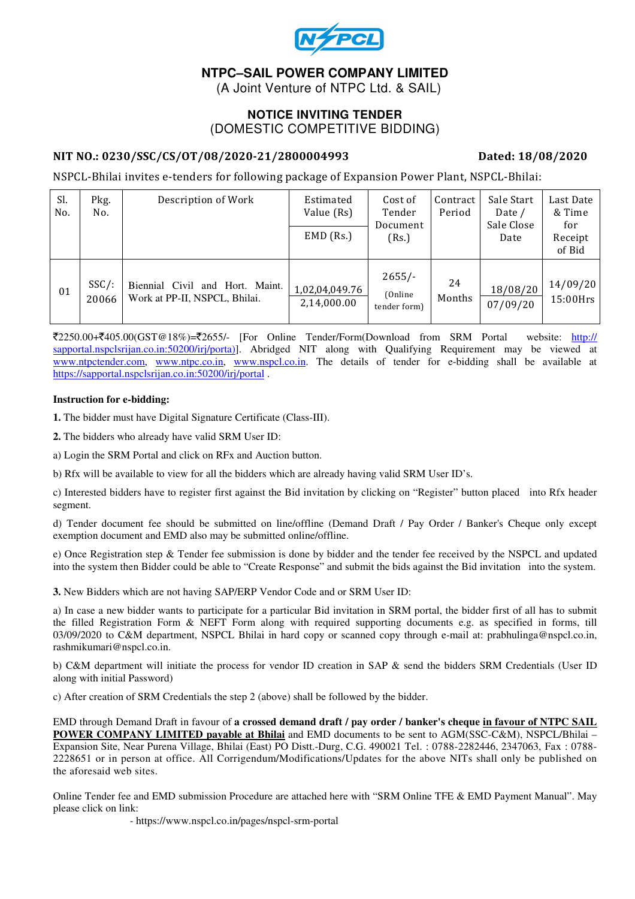# NTPC–SAIL POWER COMPANY LIMITED

(A Joint Venture of NTPC Ltd. & SAIL)

## NOTICE INVITING TENDER

(DOMESTIC COMPETITIVE BIDDING)

**NIT NO.: 0230/SSC/CS/OT/08/2020-21/2800004993** **Dated: 18/08/2020**

NSPCL-Bhilai invites e-tenders for following package of Expansion Power Plant, NSPCL-Bhilai:

| Sl. No. | Pkg. No. | Description of Work | Estimated Value (Rs) / EMD (Rs.) | Cost of Tender Document (Rs.) | Contract Period | Sale Start Date / Sale Close Date | Last Date & Time for Receipt of Bid |
|---|---|---|---|---|---|---|---|
| 01 | SSC/: 20066 | Biennial Civil and Hort. Maint. Work at PP-II, NSPCL, Bhilai. | 1,02,04,049.76 / 2,14,000.00 | 2655/- (Online tender form) | 24 Months | 18/08/20 / 07/09/20 | 14/09/20 15:00Hrs |

₹2250.00+₹405.00(GST@18%)=₹2655/- [For Online Tender/Form(Download from SRM Portal website: http://sapportal.nspclsrijan.co.in:50200/irj/porta)]. Abridged NIT along with Qualifying Requirement may be viewed at www.ntpctender.com, www.ntpc.co.in, www.nspcl.co.in. The details of tender for e-bidding shall be available at https://sapportal.nspclsrijan.co.in:50200/irj/portal .

**Instruction for e-bidding:**

**1.** The bidder must have Digital Signature Certificate (Class-III).

**2.** The bidders who already have valid SRM User ID:

a) Login the SRM Portal and click on RFx and Auction button.

b) Rfx will be available to view for all the bidders which are already having valid SRM User ID's.

c) Interested bidders have to register first against the Bid invitation by clicking on "Register" button placed into Rfx header segment.

d) Tender document fee should be submitted on line/offline (Demand Draft / Pay Order / Banker's Cheque only except exemption document and EMD also may be submitted online/offline.

e) Once Registration step & Tender fee submission is done by bidder and the tender fee received by the NSPCL and updated into the system then Bidder could be able to "Create Response" and submit the bids against the Bid invitation into the system.

**3.** New Bidders which are not having SAP/ERP Vendor Code and or SRM User ID:

a) In case a new bidder wants to participate for a particular Bid invitation in SRM portal, the bidder first of all has to submit the filled Registration Form & NEFT Form along with required supporting documents e.g. as specified in forms, till 03/09/2020 to C&M department, NSPCL Bhilai in hard copy or scanned copy through e-mail at: prabhulinga@nspcl.co.in, rashmikumari@nspcl.co.in.

b) C&M department will initiate the process for vendor ID creation in SAP & send the bidders SRM Credentials (User ID along with initial Password)

c) After creation of SRM Credentials the step 2 (above) shall be followed by the bidder.

EMD through Demand Draft in favour of **a crossed demand draft / pay order / banker's cheque <u>in favour of NTPC SAIL POWER COMPANY LIMITED payable at Bhilai</u>** and EMD documents to be sent to AGM(SSC-C&M), NSPCL/Bhilai – Expansion Site, Near Purena Village, Bhilai (East) PO Distt.-Durg, C.G. 490021 Tel. : 0788-2282446, 2347063, Fax : 0788-2228651 or in person at office. All Corrigendum/Modifications/Updates for the above NITs shall only be published on the aforesaid web sites.

Online Tender fee and EMD submission Procedure are attached here with "SRM Online TFE & EMD Payment Manual". May please click on link:

- https://www.nspcl.co.in/pages/nspcl-srm-portal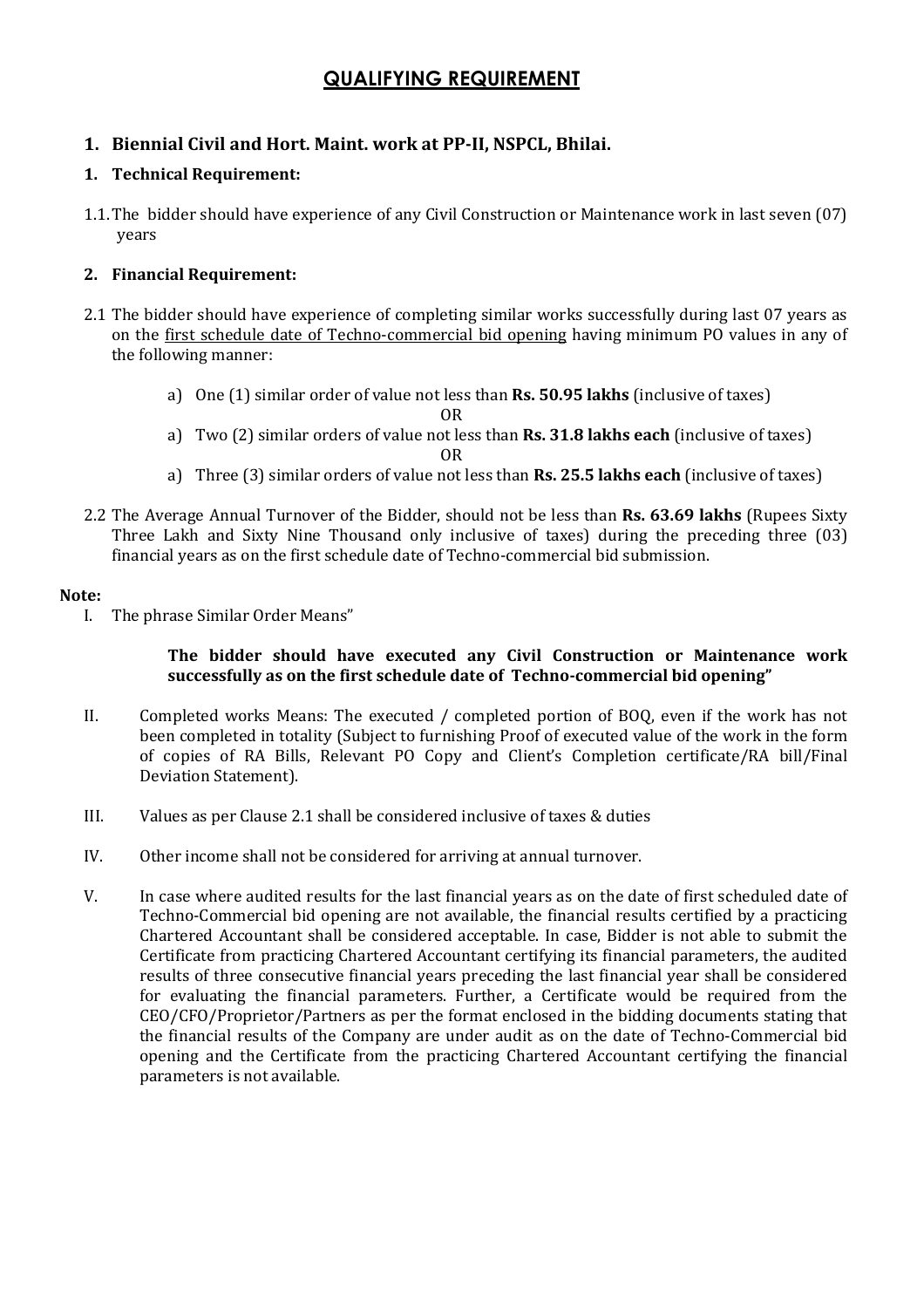# QUALIFYING REQUIREMENT

## 1. Biennial Civil and Hort. Maint. work at PP-II, NSPCL, Bhilai.

### 1. Technical Requirement:

1.1. The bidder should have experience of any Civil Construction or Maintenance work in last seven (07) years

### 2. Financial Requirement:

2.1 The bidder should have experience of completing similar works successfully during last 07 years as on the first schedule date of Techno-commercial bid opening having minimum PO values in any of the following manner:

a) One (1) similar order of value not less than **Rs. 50.95 lakhs** (inclusive of taxes)

OR

a) Two (2) similar orders of value not less than **Rs. 31.8 lakhs each** (inclusive of taxes)

OR

a) Three (3) similar orders of value not less than **Rs. 25.5 lakhs each** (inclusive of taxes)

2.2 The Average Annual Turnover of the Bidder, should not be less than **Rs. 63.69 lakhs** (Rupees Sixty Three Lakh and Sixty Nine Thousand only inclusive of taxes) during the preceding three (03) financial years as on the first schedule date of Techno-commercial bid submission.

**Note:**

I. The phrase Similar Order Means"

**The bidder should have executed any Civil Construction or Maintenance work successfully as on the first schedule date of Techno-commercial bid opening"**

II. Completed works Means: The executed / completed portion of BOQ, even if the work has not been completed in totality (Subject to furnishing Proof of executed value of the work in the form of copies of RA Bills, Relevant PO Copy and Client's Completion certificate/RA bill/Final Deviation Statement).

III. Values as per Clause 2.1 shall be considered inclusive of taxes & duties

IV. Other income shall not be considered for arriving at annual turnover.

V. In case where audited results for the last financial years as on the date of first scheduled date of Techno-Commercial bid opening are not available, the financial results certified by a practicing Chartered Accountant shall be considered acceptable. In case, Bidder is not able to submit the Certificate from practicing Chartered Accountant certifying its financial parameters, the audited results of three consecutive financial years preceding the last financial year shall be considered for evaluating the financial parameters. Further, a Certificate would be required from the CEO/CFO/Proprietor/Partners as per the format enclosed in the bidding documents stating that the financial results of the Company are under audit as on the date of Techno-Commercial bid opening and the Certificate from the practicing Chartered Accountant certifying the financial parameters is not available.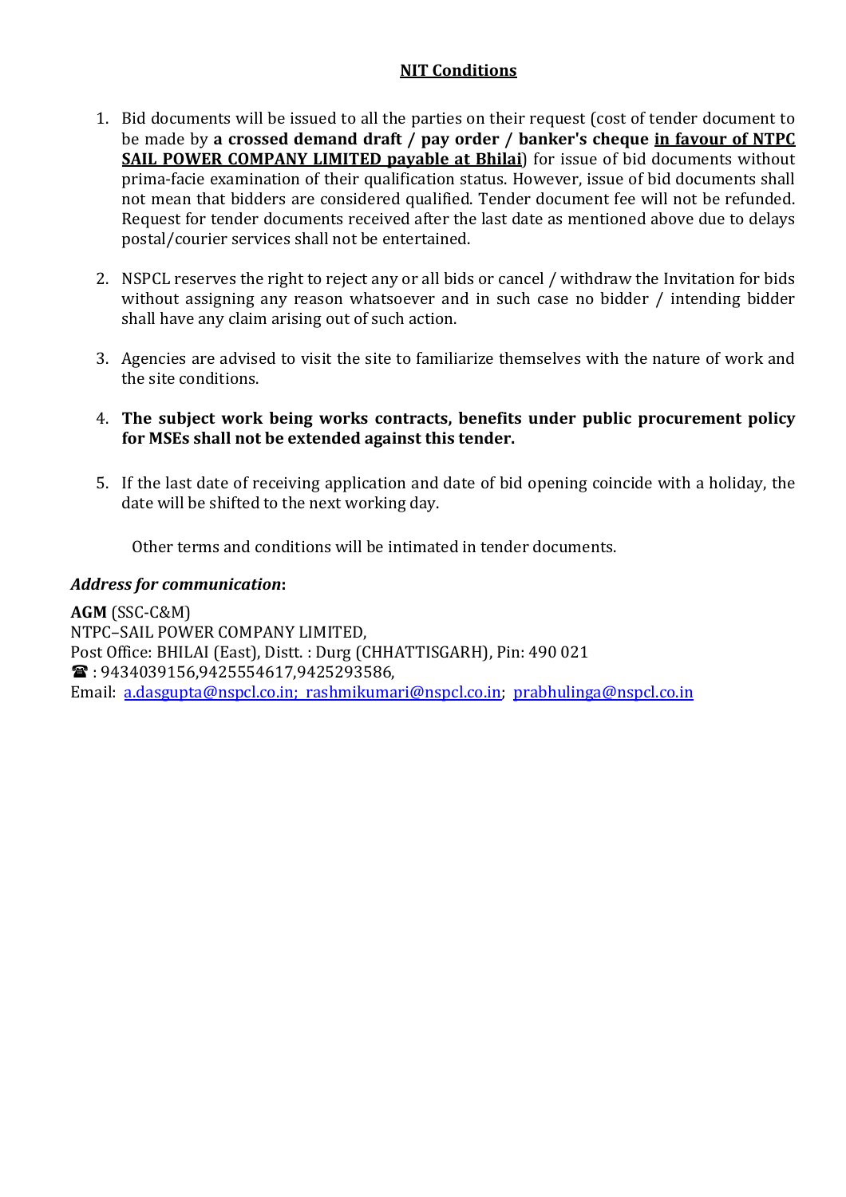## NIT Conditions

1. Bid documents will be issued to all the parties on their request (cost of tender document to be made by **a crossed demand draft / pay order / banker's cheque** **in favour of NTPC SAIL POWER COMPANY LIMITED payable at Bhilai**) for issue of bid documents without prima-facie examination of their qualification status. However, issue of bid documents shall not mean that bidders are considered qualified. Tender document fee will not be refunded. Request for tender documents received after the last date as mentioned above due to delays postal/courier services shall not be entertained.

2. NSPCL reserves the right to reject any or all bids or cancel / withdraw the Invitation for bids without assigning any reason whatsoever and in such case no bidder / intending bidder shall have any claim arising out of such action.

3. Agencies are advised to visit the site to familiarize themselves with the nature of work and the site conditions.

4. **The subject work being works contracts, benefits under public procurement policy for MSEs shall not be extended against this tender.**

5. If the last date of receiving application and date of bid opening coincide with a holiday, the date will be shifted to the next working day.

Other terms and conditions will be intimated in tender documents.

***Address for communication*:**

**AGM** (SSC-C&M)
NTPC–SAIL POWER COMPANY LIMITED,
Post Office: BHILAI (East), Distt. : Durg (CHHATTISGARH), Pin: 490 021
☎ : 9434039156,9425554617,9425293586,
Email: a.dasgupta@nspcl.co.in; rashmikumari@nspcl.co.in; prabhulinga@nspcl.co.in